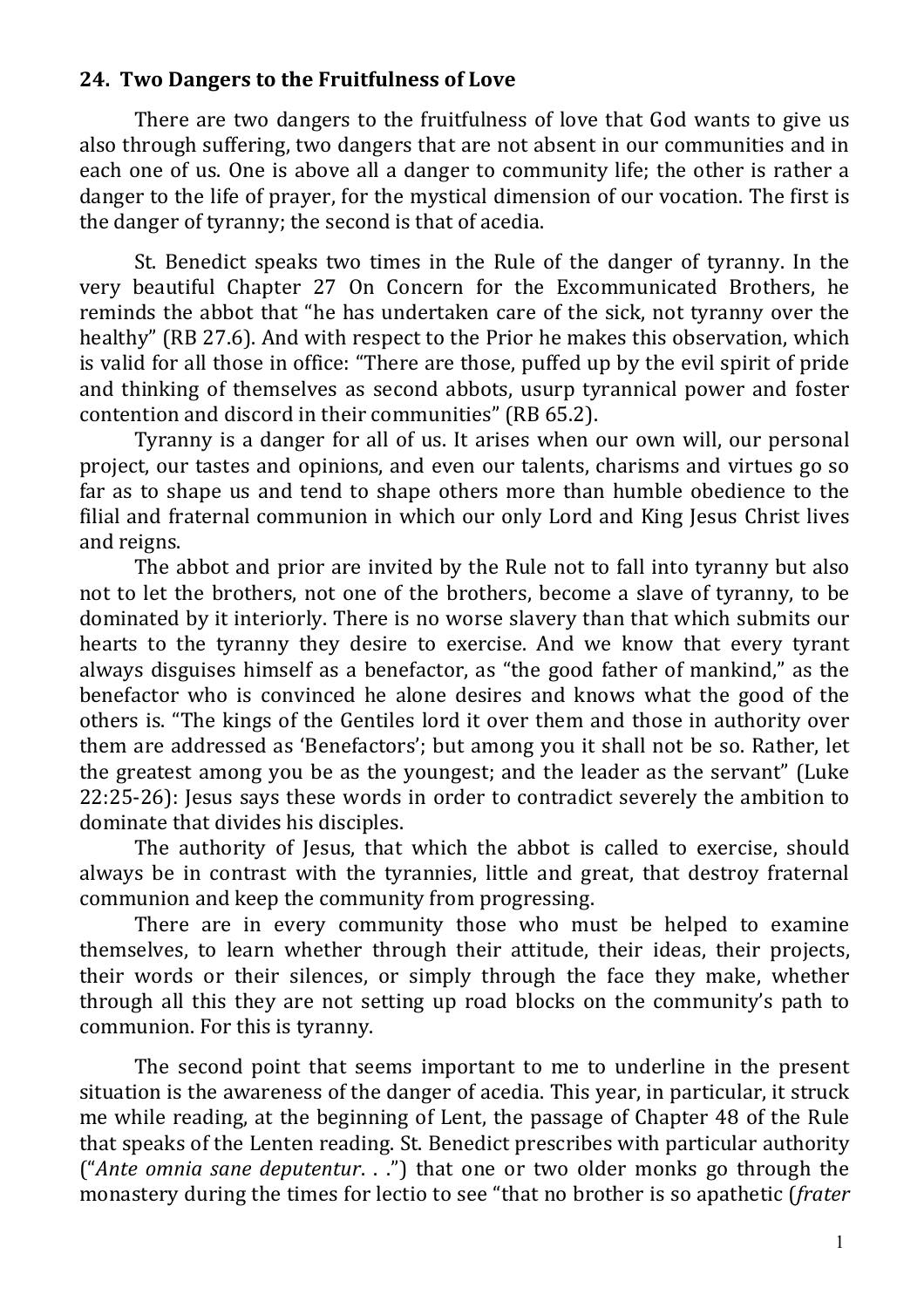## 24. Two Dangers to the Fruitfulness of Love

There are two dangers to the fruitfulness of love that God wants to give us also through suffering, two dangers that are not absent in our communities and in each one of us. One is above all a danger to community life; the other is rather a danger to the life of prayer, for the mystical dimension of our vocation. The first is the danger of tyranny; the second is that of acedia.

St. Benedict speaks two times in the Rule of the danger of tyranny. In the very beautiful Chapter 27 On Concern for the Excommunicated Brothers, he reminds the abbot that "he has undertaken care of the sick, not tyranny over the healthy" (RB 27.6). And with respect to the Prior he makes this observation, which is valid for all those in office: "There are those, puffed up by the evil spirit of pride and thinking of themselves as second abbots, usurp tyrannical power and foster contention and discord in their communities" (RB 65.2).

Tyranny is a danger for all of us. It arises when our own will, our personal project, our tastes and opinions, and even our talents, charisms and virtues go so far as to shape us and tend to shape others more than humble obedience to the filial and fraternal communion in which our only Lord and King Jesus Christ lives and reigns.

The abbot and prior are invited by the Rule not to fall into tyranny but also not to let the brothers, not one of the brothers, become a slave of tyranny, to be dominated by it interiorly. There is no worse slavery than that which submits our hearts to the tyranny they desire to exercise. And we know that every tyrant always disguises himself as a benefactor, as "the good father of mankind," as the benefactor who is convinced he alone desires and knows what the good of the others is. "The kings of the Gentiles lord it over them and those in authority over them are addressed as 'Benefactors'; but among you it shall not be so. Rather, let the greatest among you be as the youngest; and the leader as the servant" (Luke 22:25-26): Jesus says these words in order to contradict severely the ambition to dominate that divides his disciples.

The authority of Jesus, that which the abbot is called to exercise, should always be in contrast with the tyrannies, little and great, that destroy fraternal communion and keep the community from progressing.

There are in every community those who must be helped to examine themselves, to learn whether through their attitude, their ideas, their projects, their words or their silences, or simply through the face they make, whether through all this they are not setting up road blocks on the community's path to communion. For this is tyranny.

The second point that seems important to me to underline in the present situation is the awareness of the danger of acedia. This year, in particular, it struck me while reading, at the beginning of Lent, the passage of Chapter 48 of the Rule that speaks of the Lenten reading. St. Benedict prescribes with particular authority ("*Ante omnia sane deputentur*. . .") that one or two older monks go through the monastery during the times for lectio to see "that no brother is so apathetic (*frater*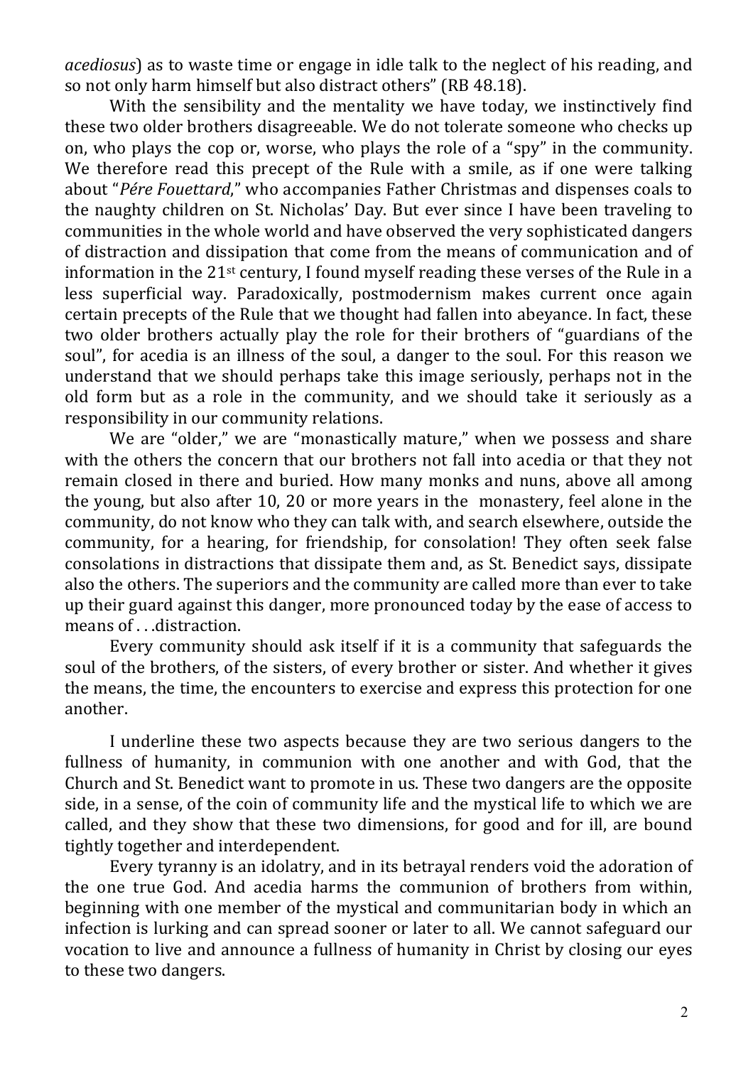*acediosus*) as to waste time or engage in idle talk to the neglect of his reading, and so not only harm himself but also distract others" (RB 48.18).

With the sensibility and the mentality we have today, we instinctively find these two older brothers disagreeable. We do not tolerate someone who checks up on, who plays the cop or, worse, who plays the role of a "spy" in the community. We therefore read this precept of the Rule with a smile, as if one were talking about "*Pére Fouettard*," who accompanies Father Christmas and dispenses coals to the naughty children on St. Nicholas' Day. But ever since I have been traveling to communities in the whole world and have observed the very sophisticated dangers of distraction and dissipation that come from the means of communication and of information in the 21st century, I found myself reading these verses of the Rule in a less superficial way. Paradoxically, postmodernism makes current once again certain precepts of the Rule that we thought had fallen into abeyance. In fact, these two older brothers actually play the role for their brothers of "guardians of the soul", for acedia is an illness of the soul, a danger to the soul. For this reason we understand that we should perhaps take this image seriously, perhaps not in the old form but as a role in the community, and we should take it seriously as a responsibility in our community relations.

We are "older," we are "monastically mature," when we possess and share with the others the concern that our brothers not fall into acedia or that they not remain closed in there and buried. How many monks and nuns, above all among the young, but also after 10, 20 or more years in the monastery, feel alone in the community, do not know who they can talk with, and search elsewhere, outside the community, for a hearing, for friendship, for consolation! They often seek false consolations in distractions that dissipate them and, as St. Benedict says, dissipate also the others. The superiors and the community are called more than ever to take up their guard against this danger, more pronounced today by the ease of access to means of . . .distraction.

Every community should ask itself if it is a community that safeguards the soul of the brothers, of the sisters, of every brother or sister. And whether it gives the means, the time, the encounters to exercise and express this protection for one another.

I underline these two aspects because they are two serious dangers to the fullness of humanity, in communion with one another and with God, that the Church and St. Benedict want to promote in us. These two dangers are the opposite side, in a sense, of the coin of community life and the mystical life to which we are called, and they show that these two dimensions, for good and for ill, are bound tightly together and interdependent.

Every tyranny is an idolatry, and in its betrayal renders void the adoration of the one true God. And acedia harms the communion of brothers from within, beginning with one member of the mystical and communitarian body in which an infection is lurking and can spread sooner or later to all. We cannot safeguard our vocation to live and announce a fullness of humanity in Christ by closing our eyes to these two dangers.